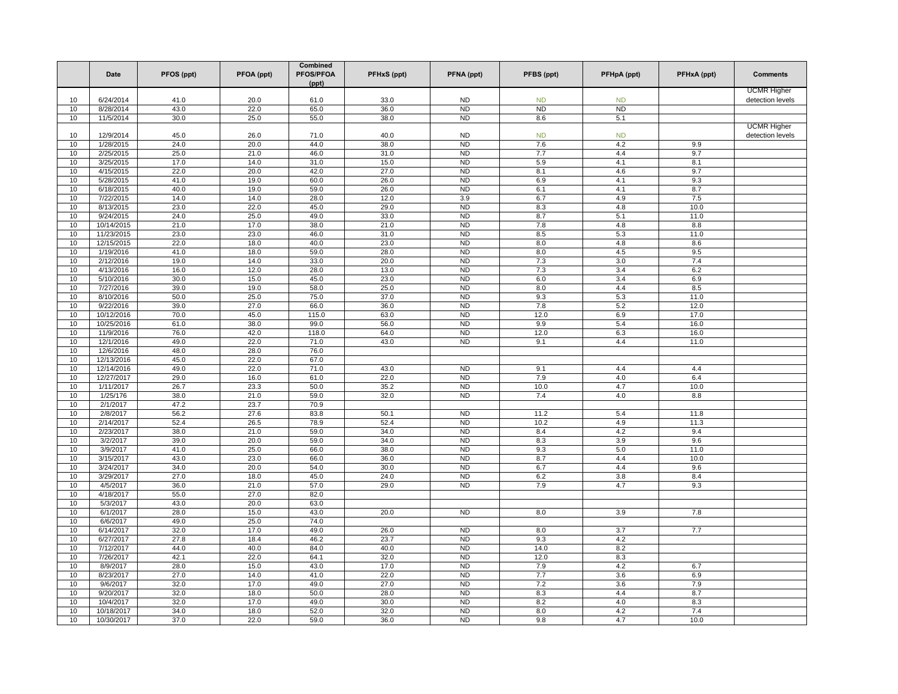| | Date | PFOS (ppt) | PFOA (ppt) | Combined PFOS/PFOA (ppt) | PFHxS (ppt) | PFNA (ppt) | PFBS (ppt) | PFHpA (ppt) | PFHxA (ppt) | Comments |
|---|---|---|---|---|---|---|---|---|---|---|
| 10 | 6/24/2014 | 41.0 | 20.0 | 61.0 | 33.0 | ND | ND | ND | | UCMR Higher detection levels |
| 10 | 8/28/2014 | 43.0 | 22.0 | 65.0 | 36.0 | ND | ND | ND | | |
| 10 | 11/5/2014 | 30.0 | 25.0 | 55.0 | 38.0 | ND | 8.6 | 5.1 | | |
| 10 | 12/9/2014 | 45.0 | 26.0 | 71.0 | 40.0 | ND | ND | ND | | UCMR Higher detection levels |
| 10 | 1/28/2015 | 24.0 | 20.0 | 44.0 | 38.0 | ND | 7.6 | 4.2 | 9.9 | |
| 10 | 2/25/2015 | 25.0 | 21.0 | 46.0 | 31.0 | ND | 7.7 | 4.4 | 9.7 | |
| 10 | 3/25/2015 | 17.0 | 14.0 | 31.0 | 15.0 | ND | 5.9 | 4.1 | 8.1 | |
| 10 | 4/15/2015 | 22.0 | 20.0 | 42.0 | 27.0 | ND | 8.1 | 4.6 | 9.7 | |
| 10 | 5/28/2015 | 41.0 | 19.0 | 60.0 | 26.0 | ND | 6.9 | 4.1 | 9.3 | |
| 10 | 6/18/2015 | 40.0 | 19.0 | 59.0 | 26.0 | ND | 6.1 | 4.1 | 8.7 | |
| 10 | 7/22/2015 | 14.0 | 14.0 | 28.0 | 12.0 | 3.9 | 6.7 | 4.9 | 7.5 | |
| 10 | 8/13/2015 | 23.0 | 22.0 | 45.0 | 29.0 | ND | 8.3 | 4.8 | 10.0 | |
| 10 | 9/24/2015 | 24.0 | 25.0 | 49.0 | 33.0 | ND | 8.7 | 5.1 | 11.0 | |
| 10 | 10/14/2015 | 21.0 | 17.0 | 38.0 | 21.0 | ND | 7.8 | 4.8 | 8.8 | |
| 10 | 11/23/2015 | 23.0 | 23.0 | 46.0 | 31.0 | ND | 8.5 | 5.3 | 11.0 | |
| 10 | 12/15/2015 | 22.0 | 18.0 | 40.0 | 23.0 | ND | 8.0 | 4.8 | 8.6 | |
| 10 | 1/19/2016 | 41.0 | 18.0 | 59.0 | 28.0 | ND | 8.0 | 4.5 | 9.5 | |
| 10 | 2/12/2016 | 19.0 | 14.0 | 33.0 | 20.0 | ND | 7.3 | 3.0 | 7.4 | |
| 10 | 4/13/2016 | 16.0 | 12.0 | 28.0 | 13.0 | ND | 7.3 | 3.4 | 6.2 | |
| 10 | 5/10/2016 | 30.0 | 15.0 | 45.0 | 23.0 | ND | 6.0 | 3.4 | 6.9 | |
| 10 | 7/27/2016 | 39.0 | 19.0 | 58.0 | 25.0 | ND | 8.0 | 4.4 | 8.5 | |
| 10 | 8/10/2016 | 50.0 | 25.0 | 75.0 | 37.0 | ND | 9.3 | 5.3 | 11.0 | |
| 10 | 9/22/2016 | 39.0 | 27.0 | 66.0 | 36.0 | ND | 7.8 | 5.2 | 12.0 | |
| 10 | 10/12/2016 | 70.0 | 45.0 | 115.0 | 63.0 | ND | 12.0 | 6.9 | 17.0 | |
| 10 | 10/25/2016 | 61.0 | 38.0 | 99.0 | 56.0 | ND | 9.9 | 5.4 | 16.0 | |
| 10 | 11/9/2016 | 76.0 | 42.0 | 118.0 | 64.0 | ND | 12.0 | 6.3 | 16.0 | |
| 10 | 12/1/2016 | 49.0 | 22.0 | 71.0 | 43.0 | ND | 9.1 | 4.4 | 11.0 | |
| 10 | 12/6/2016 | 48.0 | 28.0 | 76.0 | | | | | | |
| 10 | 12/13/2016 | 45.0 | 22.0 | 67.0 | | | | | | |
| 10 | 12/14/2016 | 49.0 | 22.0 | 71.0 | 43.0 | ND | 9.1 | 4.4 | 4.4 | |
| 10 | 12/27/2017 | 29.0 | 16.0 | 61.0 | 22.0 | ND | 7.9 | 4.0 | 6.4 | |
| 10 | 1/11/2017 | 26.7 | 23.3 | 50.0 | 35.2 | ND | 10.0 | 4.7 | 10.0 | |
| 10 | 1/25/176 | 38.0 | 21.0 | 59.0 | 32.0 | ND | 7.4 | 4.0 | 8.8 | |
| 10 | 2/1/2017 | 47.2 | 23.7 | 70.9 | | | | | | |
| 10 | 2/8/2017 | 56.2 | 27.6 | 83.8 | 50.1 | ND | 11.2 | 5.4 | 11.8 | |
| 10 | 2/14/2017 | 52.4 | 26.5 | 78.9 | 52.4 | ND | 10.2 | 4.9 | 11.3 | |
| 10 | 2/23/2017 | 38.0 | 21.0 | 59.0 | 34.0 | ND | 8.4 | 4.2 | 9.4 | |
| 10 | 3/2/2017 | 39.0 | 20.0 | 59.0 | 34.0 | ND | 8.3 | 3.9 | 9.6 | |
| 10 | 3/9/2017 | 41.0 | 25.0 | 66.0 | 38.0 | ND | 9.3 | 5.0 | 11.0 | |
| 10 | 3/15/2017 | 43.0 | 23.0 | 66.0 | 36.0 | ND | 8.7 | 4.4 | 10.0 | |
| 10 | 3/24/2017 | 34.0 | 20.0 | 54.0 | 30.0 | ND | 6.7 | 4.4 | 9.6 | |
| 10 | 3/29/2017 | 27.0 | 18.0 | 45.0 | 24.0 | ND | 6.2 | 3.8 | 8.4 | |
| 10 | 4/5/2017 | 36.0 | 21.0 | 57.0 | 29.0 | ND | 7.9 | 4.7 | 9.3 | |
| 10 | 4/18/2017 | 55.0 | 27.0 | 82.0 | | | | | | |
| 10 | 5/3/2017 | 43.0 | 20.0 | 63.0 | | | | | | |
| 10 | 6/1/2017 | 28.0 | 15.0 | 43.0 | 20.0 | ND | 8.0 | 3.9 | 7.8 | |
| 10 | 6/6/2017 | 49.0 | 25.0 | 74.0 | | | | | | |
| 10 | 6/14/2017 | 32.0 | 17.0 | 49.0 | 26.0 | ND | 8.0 | 3.7 | 7.7 | |
| 10 | 6/27/2017 | 27.8 | 18.4 | 46.2 | 23.7 | ND | 9.3 | 4.2 | | |
| 10 | 7/12/2017 | 44.0 | 40.0 | 84.0 | 40.0 | ND | 14.0 | 8.2 | | |
| 10 | 7/26/2017 | 42.1 | 22.0 | 64.1 | 32.0 | ND | 12.0 | 8.3 | | |
| 10 | 8/9/2017 | 28.0 | 15.0 | 43.0 | 17.0 | ND | 7.9 | 4.2 | 6.7 | |
| 10 | 8/23/2017 | 27.0 | 14.0 | 41.0 | 22.0 | ND | 7.7 | 3.6 | 6.9 | |
| 10 | 9/6/2017 | 32.0 | 17.0 | 49.0 | 27.0 | ND | 7.2 | 3.6 | 7.9 | |
| 10 | 9/20/2017 | 32.0 | 18.0 | 50.0 | 28.0 | ND | 8.3 | 4.4 | 8.7 | |
| 10 | 10/4/2017 | 32.0 | 17.0 | 49.0 | 30.0 | ND | 8.2 | 4.0 | 8.3 | |
| 10 | 10/18/2017 | 34.0 | 18.0 | 52.0 | 32.0 | ND | 8.0 | 4.2 | 7.4 | |
| 10 | 10/30/2017 | 37.0 | 22.0 | 59.0 | 36.0 | ND | 9.8 | 4.7 | 10.0 | |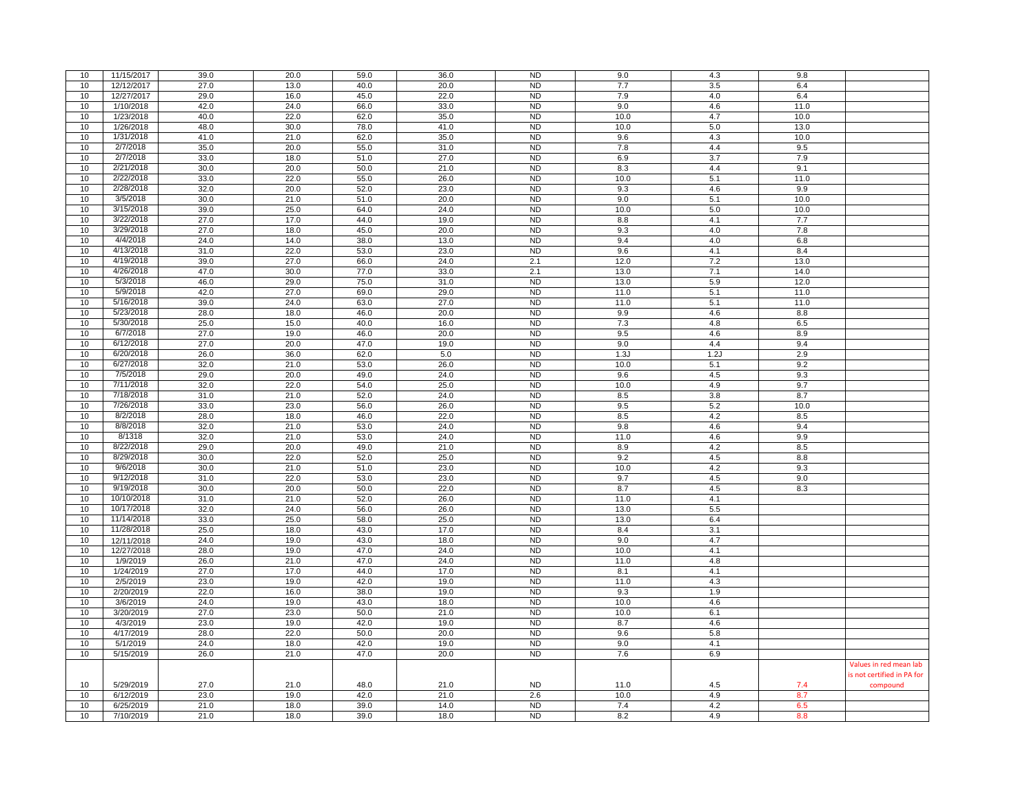| | | | | | | | | | | |
|---|---|---|---|---|---|---|---|---|---|---|
| 10 | 11/15/2017 | 39.0 | 20.0 | 59.0 | 36.0 | ND | 9.0 | 4.3 | 9.8 | |
| 10 | 12/12/2017 | 27.0 | 13.0 | 40.0 | 20.0 | ND | 7.7 | 3.5 | 6.4 | |
| 10 | 12/27/2017 | 29.0 | 16.0 | 45.0 | 22.0 | ND | 7.9 | 4.0 | 6.4 | |
| 10 | 1/10/2018 | 42.0 | 24.0 | 66.0 | 33.0 | ND | 9.0 | 4.6 | 11.0 | |
| 10 | 1/23/2018 | 40.0 | 22.0 | 62.0 | 35.0 | ND | 10.0 | 4.7 | 10.0 | |
| 10 | 1/26/2018 | 48.0 | 30.0 | 78.0 | 41.0 | ND | 10.0 | 5.0 | 13.0 | |
| 10 | 1/31/2018 | 41.0 | 21.0 | 62.0 | 35.0 | ND | 9.6 | 4.3 | 10.0 | |
| 10 | 2/7/2018 | 35.0 | 20.0 | 55.0 | 31.0 | ND | 7.8 | 4.4 | 9.5 | |
| 10 | 2/7/2018 | 33.0 | 18.0 | 51.0 | 27.0 | ND | 6.9 | 3.7 | 7.9 | |
| 10 | 2/21/2018 | 30.0 | 20.0 | 50.0 | 21.0 | ND | 8.3 | 4.4 | 9.1 | |
| 10 | 2/22/2018 | 33.0 | 22.0 | 55.0 | 26.0 | ND | 10.0 | 5.1 | 11.0 | |
| 10 | 2/28/2018 | 32.0 | 20.0 | 52.0 | 23.0 | ND | 9.3 | 4.6 | 9.9 | |
| 10 | 3/5/2018 | 30.0 | 21.0 | 51.0 | 20.0 | ND | 9.0 | 5.1 | 10.0 | |
| 10 | 3/15/2018 | 39.0 | 25.0 | 64.0 | 24.0 | ND | 10.0 | 5.0 | 10.0 | |
| 10 | 3/22/2018 | 27.0 | 17.0 | 44.0 | 19.0 | ND | 8.8 | 4.1 | 7.7 | |
| 10 | 3/29/2018 | 27.0 | 18.0 | 45.0 | 20.0 | ND | 9.3 | 4.0 | 7.8 | |
| 10 | 4/4/2018 | 24.0 | 14.0 | 38.0 | 13.0 | ND | 9.4 | 4.0 | 6.8 | |
| 10 | 4/13/2018 | 31.0 | 22.0 | 53.0 | 23.0 | ND | 9.6 | 4.1 | 8.4 | |
| 10 | 4/19/2018 | 39.0 | 27.0 | 66.0 | 24.0 | 2.1 | 12.0 | 7.2 | 13.0 | |
| 10 | 4/26/2018 | 47.0 | 30.0 | 77.0 | 33.0 | 2.1 | 13.0 | 7.1 | 14.0 | |
| 10 | 5/3/2018 | 46.0 | 29.0 | 75.0 | 31.0 | ND | 13.0 | 5.9 | 12.0 | |
| 10 | 5/9/2018 | 42.0 | 27.0 | 69.0 | 29.0 | ND | 11.0 | 5.1 | 11.0 | |
| 10 | 5/16/2018 | 39.0 | 24.0 | 63.0 | 27.0 | ND | 11.0 | 5.1 | 11.0 | |
| 10 | 5/23/2018 | 28.0 | 18.0 | 46.0 | 20.0 | ND | 9.9 | 4.6 | 8.8 | |
| 10 | 5/30/2018 | 25.0 | 15.0 | 40.0 | 16.0 | ND | 7.3 | 4.8 | 6.5 | |
| 10 | 6/7/2018 | 27.0 | 19.0 | 46.0 | 20.0 | ND | 9.5 | 4.6 | 8.9 | |
| 10 | 6/12/2018 | 27.0 | 20.0 | 47.0 | 19.0 | ND | 9.0 | 4.4 | 9.4 | |
| 10 | 6/20/2018 | 26.0 | 36.0 | 62.0 | 5.0 | ND | 1.3J | 1.2J | 2.9 | |
| 10 | 6/27/2018 | 32.0 | 21.0 | 53.0 | 26.0 | ND | 10.0 | 5.1 | 9.2 | |
| 10 | 7/5/2018 | 29.0 | 20.0 | 49.0 | 24.0 | ND | 9.6 | 4.5 | 9.3 | |
| 10 | 7/11/2018 | 32.0 | 22.0 | 54.0 | 25.0 | ND | 10.0 | 4.9 | 9.7 | |
| 10 | 7/18/2018 | 31.0 | 21.0 | 52.0 | 24.0 | ND | 8.5 | 3.8 | 8.7 | |
| 10 | 7/26/2018 | 33.0 | 23.0 | 56.0 | 26.0 | ND | 9.5 | 5.2 | 10.0 | |
| 10 | 8/2/2018 | 28.0 | 18.0 | 46.0 | 22.0 | ND | 8.5 | 4.2 | 8.5 | |
| 10 | 8/8/2018 | 32.0 | 21.0 | 53.0 | 24.0 | ND | 9.8 | 4.6 | 9.4 | |
| 10 | 8/1318 | 32.0 | 21.0 | 53.0 | 24.0 | ND | 11.0 | 4.6 | 9.9 | |
| 10 | 8/22/2018 | 29.0 | 20.0 | 49.0 | 21.0 | ND | 8.9 | 4.2 | 8.5 | |
| 10 | 8/29/2018 | 30.0 | 22.0 | 52.0 | 25.0 | ND | 9.2 | 4.5 | 8.8 | |
| 10 | 9/6/2018 | 30.0 | 21.0 | 51.0 | 23.0 | ND | 10.0 | 4.2 | 9.3 | |
| 10 | 9/12/2018 | 31.0 | 22.0 | 53.0 | 23.0 | ND | 9.7 | 4.5 | 9.0 | |
| 10 | 9/19/2018 | 30.0 | 20.0 | 50.0 | 22.0 | ND | 8.7 | 4.5 | 8.3 | |
| 10 | 10/10/2018 | 31.0 | 21.0 | 52.0 | 26.0 | ND | 11.0 | 4.1 | | |
| 10 | 10/17/2018 | 32.0 | 24.0 | 56.0 | 26.0 | ND | 13.0 | 5.5 | | |
| 10 | 11/14/2018 | 33.0 | 25.0 | 58.0 | 25.0 | ND | 13.0 | 6.4 | | |
| 10 | 11/28/2018 | 25.0 | 18.0 | 43.0 | 17.0 | ND | 8.4 | 3.1 | | |
| 10 | 12/11/2018 | 24.0 | 19.0 | 43.0 | 18.0 | ND | 9.0 | 4.7 | | |
| 10 | 12/27/2018 | 28.0 | 19.0 | 47.0 | 24.0 | ND | 10.0 | 4.1 | | |
| 10 | 1/9/2019 | 26.0 | 21.0 | 47.0 | 24.0 | ND | 11.0 | 4.8 | | |
| 10 | 1/24/2019 | 27.0 | 17.0 | 44.0 | 17.0 | ND | 8.1 | 4.1 | | |
| 10 | 2/5/2019 | 23.0 | 19.0 | 42.0 | 19.0 | ND | 11.0 | 4.3 | | |
| 10 | 2/20/2019 | 22.0 | 16.0 | 38.0 | 19.0 | ND | 9.3 | 1.9 | | |
| 10 | 3/6/2019 | 24.0 | 19.0 | 43.0 | 18.0 | ND | 10.0 | 4.6 | | |
| 10 | 3/20/2019 | 27.0 | 23.0 | 50.0 | 21.0 | ND | 10.0 | 6.1 | | |
| 10 | 4/3/2019 | 23.0 | 19.0 | 42.0 | 19.0 | ND | 8.7 | 4.6 | | |
| 10 | 4/17/2019 | 28.0 | 22.0 | 50.0 | 20.0 | ND | 9.6 | 5.8 | | |
| 10 | 5/1/2019 | 24.0 | 18.0 | 42.0 | 19.0 | ND | 9.0 | 4.1 | | |
| 10 | 5/15/2019 | 26.0 | 21.0 | 47.0 | 20.0 | ND | 7.6 | 6.9 | | |
| 10 | 5/29/2019 | 27.0 | 21.0 | 48.0 | 21.0 | ND | 11.0 | 4.5 | 7.4 | Values in red mean lab is not certified in PA for compound |
| 10 | 6/12/2019 | 23.0 | 19.0 | 42.0 | 21.0 | 2.6 | 10.0 | 4.9 | 8.7 | |
| 10 | 6/25/2019 | 21.0 | 18.0 | 39.0 | 14.0 | ND | 7.4 | 4.2 | 6.5 | |
| 10 | 7/10/2019 | 21.0 | 18.0 | 39.0 | 18.0 | ND | 8.2 | 4.9 | 8.8 | |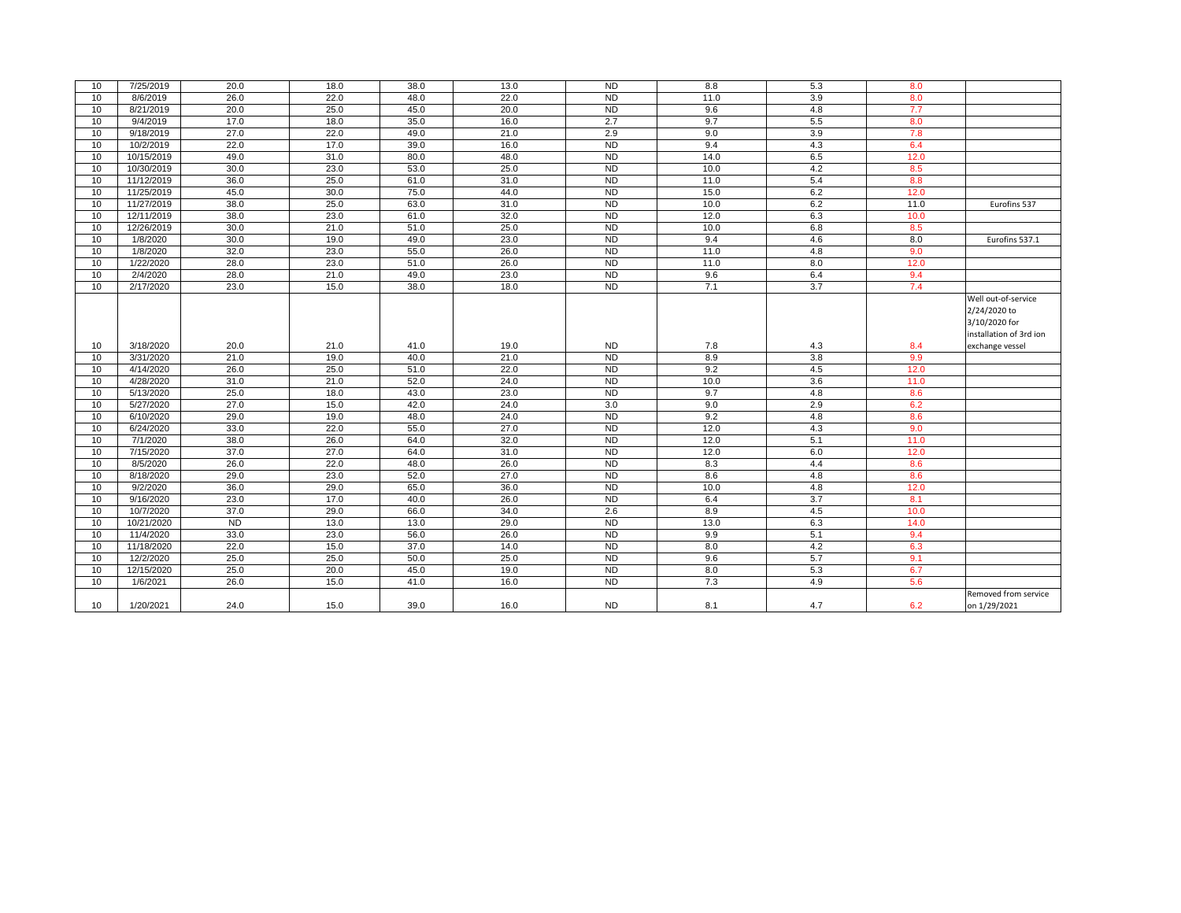| | | | | | | | | | | |
|---|---|---|---|---|---|---|---|---|---|---|
| 10 | 7/25/2019 | 20.0 | 18.0 | 38.0 | 13.0 | ND | 8.8 | 5.3 | 8.0 | |
| 10 | 8/6/2019 | 26.0 | 22.0 | 48.0 | 22.0 | ND | 11.0 | 3.9 | 8.0 | |
| 10 | 8/21/2019 | 20.0 | 25.0 | 45.0 | 20.0 | ND | 9.6 | 4.8 | 7.7 | |
| 10 | 9/4/2019 | 17.0 | 18.0 | 35.0 | 16.0 | 2.7 | 9.7 | 5.5 | 8.0 | |
| 10 | 9/18/2019 | 27.0 | 22.0 | 49.0 | 21.0 | 2.9 | 9.0 | 3.9 | 7.8 | |
| 10 | 10/2/2019 | 22.0 | 17.0 | 39.0 | 16.0 | ND | 9.4 | 4.3 | 6.4 | |
| 10 | 10/15/2019 | 49.0 | 31.0 | 80.0 | 48.0 | ND | 14.0 | 6.5 | 12.0 | |
| 10 | 10/30/2019 | 30.0 | 23.0 | 53.0 | 25.0 | ND | 10.0 | 4.2 | 8.5 | |
| 10 | 11/12/2019 | 36.0 | 25.0 | 61.0 | 31.0 | ND | 11.0 | 5.4 | 8.8 | |
| 10 | 11/25/2019 | 45.0 | 30.0 | 75.0 | 44.0 | ND | 15.0 | 6.2 | 12.0 | |
| 10 | 11/27/2019 | 38.0 | 25.0 | 63.0 | 31.0 | ND | 10.0 | 6.2 | 11.0 | Eurofins 537 |
| 10 | 12/11/2019 | 38.0 | 23.0 | 61.0 | 32.0 | ND | 12.0 | 6.3 | 10.0 | |
| 10 | 12/26/2019 | 30.0 | 21.0 | 51.0 | 25.0 | ND | 10.0 | 6.8 | 8.5 | |
| 10 | 1/8/2020 | 30.0 | 19.0 | 49.0 | 23.0 | ND | 9.4 | 4.6 | 8.0 | Eurofins 537.1 |
| 10 | 1/8/2020 | 32.0 | 23.0 | 55.0 | 26.0 | ND | 11.0 | 4.8 | 9.0 | |
| 10 | 1/22/2020 | 28.0 | 23.0 | 51.0 | 26.0 | ND | 11.0 | 8.0 | 12.0 | |
| 10 | 2/4/2020 | 28.0 | 21.0 | 49.0 | 23.0 | ND | 9.6 | 6.4 | 9.4 | |
| 10 | 2/17/2020 | 23.0 | 15.0 | 38.0 | 18.0 | ND | 7.1 | 3.7 | 7.4 | |
| 10 | 3/18/2020 | 20.0 | 21.0 | 41.0 | 19.0 | ND | 7.8 | 4.3 | 8.4 | Well out-of-service 2/24/2020 to 3/10/2020 for installation of 3rd ion exchange vessel |
| 10 | 3/31/2020 | 21.0 | 19.0 | 40.0 | 21.0 | ND | 8.9 | 3.8 | 9.9 | |
| 10 | 4/14/2020 | 26.0 | 25.0 | 51.0 | 22.0 | ND | 9.2 | 4.5 | 12.0 | |
| 10 | 4/28/2020 | 31.0 | 21.0 | 52.0 | 24.0 | ND | 10.0 | 3.6 | 11.0 | |
| 10 | 5/13/2020 | 25.0 | 18.0 | 43.0 | 23.0 | ND | 9.7 | 4.8 | 8.6 | |
| 10 | 5/27/2020 | 27.0 | 15.0 | 42.0 | 24.0 | 3.0 | 9.0 | 2.9 | 6.2 | |
| 10 | 6/10/2020 | 29.0 | 19.0 | 48.0 | 24.0 | ND | 9.2 | 4.8 | 8.6 | |
| 10 | 6/24/2020 | 33.0 | 22.0 | 55.0 | 27.0 | ND | 12.0 | 4.3 | 9.0 | |
| 10 | 7/1/2020 | 38.0 | 26.0 | 64.0 | 32.0 | ND | 12.0 | 5.1 | 11.0 | |
| 10 | 7/15/2020 | 37.0 | 27.0 | 64.0 | 31.0 | ND | 12.0 | 6.0 | 12.0 | |
| 10 | 8/5/2020 | 26.0 | 22.0 | 48.0 | 26.0 | ND | 8.3 | 4.4 | 8.6 | |
| 10 | 8/18/2020 | 29.0 | 23.0 | 52.0 | 27.0 | ND | 8.6 | 4.8 | 8.6 | |
| 10 | 9/2/2020 | 36.0 | 29.0 | 65.0 | 36.0 | ND | 10.0 | 4.8 | 12.0 | |
| 10 | 9/16/2020 | 23.0 | 17.0 | 40.0 | 26.0 | ND | 6.4 | 3.7 | 8.1 | |
| 10 | 10/7/2020 | 37.0 | 29.0 | 66.0 | 34.0 | 2.6 | 8.9 | 4.5 | 10.0 | |
| 10 | 10/21/2020 | ND | 13.0 | 13.0 | 29.0 | ND | 13.0 | 6.3 | 14.0 | |
| 10 | 11/4/2020 | 33.0 | 23.0 | 56.0 | 26.0 | ND | 9.9 | 5.1 | 9.4 | |
| 10 | 11/18/2020 | 22.0 | 15.0 | 37.0 | 14.0 | ND | 8.0 | 4.2 | 6.3 | |
| 10 | 12/2/2020 | 25.0 | 25.0 | 50.0 | 25.0 | ND | 9.6 | 5.7 | 9.1 | |
| 10 | 12/15/2020 | 25.0 | 20.0 | 45.0 | 19.0 | ND | 8.0 | 5.3 | 6.7 | |
| 10 | 1/6/2021 | 26.0 | 15.0 | 41.0 | 16.0 | ND | 7.3 | 4.9 | 5.6 | |
| 10 | 1/20/2021 | 24.0 | 15.0 | 39.0 | 16.0 | ND | 8.1 | 4.7 | 6.2 | Removed from service on 1/29/2021 |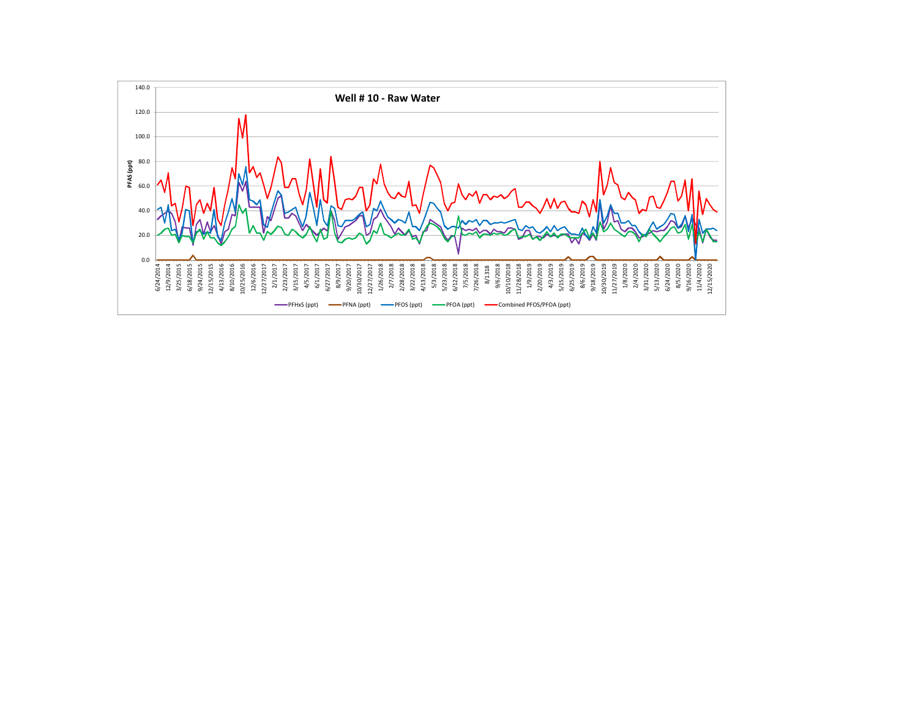Well # 10 - Raw Water

PFAS (ppt)

140.0
120.0
100.0
80.0
60.0
40.0
20.0
0.0

6/24/2014
12/9/2014
3/25/2015
6/18/2015
9/24/2015
12/15/2015
4/13/2016
8/10/2016
10/25/2016
12/6/2016
12/27/2017
2/1/2017
2/23/2017
3/15/2017
4/5/2017
6/1/2017
6/27/2017
8/9/2017
9/20/2017
10/30/2017
12/27/2017
1/26/2018
2/7/2018
2/28/2018
3/22/2018
4/13/2018
5/3/2018
5/23/2018
6/12/2018
7/5/2018
7/26/2018
8/1318
9/6/2018
10/10/2018
11/28/2018
1/9/2019
2/20/2019
4/3/2019
5/15/2019
6/25/2019
8/6/2019
9/18/2019
10/30/2019
11/27/2019
1/8/2020
2/4/2020
3/31/2020
5/13/2020
6/24/2020
8/5/2020
9/16/2020
11/4/2020
12/15/2020

PFHxS (ppt) — PFNA (ppt) — PFOS (ppt) — PFOA (ppt) — Combined PFOS/PFOA (ppt)